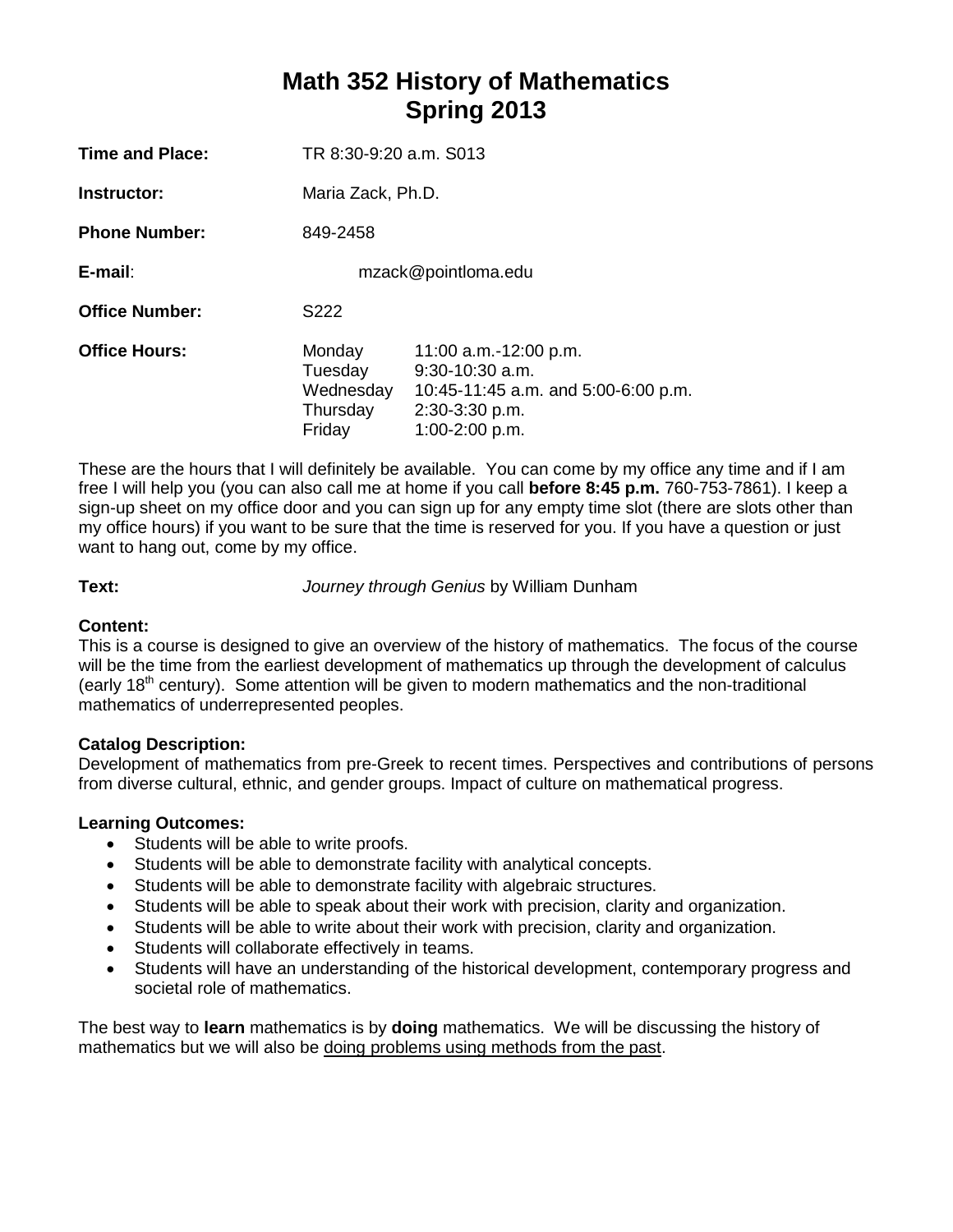# Math 352 History of Mathematics
# Spring 2013

**Time and Place:** TR 8:30-9:20 a.m. S013

**Instructor:** Maria Zack, Ph.D.

**Phone Number:** 849-2458

**E-mail**: mzack@pointloma.edu

**Office Number:** S222

**Office Hours:**

| | |
|---|---|
| Monday | 11:00 a.m.-12:00 p.m. |
| Tuesday | 9:30-10:30 a.m. |
| Wednesday | 10:45-11:45 a.m. and 5:00-6:00 p.m. |
| Thursday | 2:30-3:30 p.m. |
| Friday | 1:00-2:00 p.m. |

These are the hours that I will definitely be available. You can come by my office any time and if I am free I will help you (you can also call me at home if you call **before 8:45 p.m.** 760-753-7861). I keep a sign-up sheet on my office door and you can sign up for any empty time slot (there are slots other than my office hours) if you want to be sure that the time is reserved for you. If you have a question or just want to hang out, come by my office.

**Text:** *Journey through Genius* by William Dunham

**Content:**
This is a course is designed to give an overview of the history of mathematics. The focus of the course will be the time from the earliest development of mathematics up through the development of calculus (early 18th century). Some attention will be given to modern mathematics and the non-traditional mathematics of underrepresented peoples.

**Catalog Description:**
Development of mathematics from pre-Greek to recent times. Perspectives and contributions of persons from diverse cultural, ethnic, and gender groups. Impact of culture on mathematical progress.

**Learning Outcomes:**

- Students will be able to write proofs.
- Students will be able to demonstrate facility with analytical concepts.
- Students will be able to demonstrate facility with algebraic structures.
- Students will be able to speak about their work with precision, clarity and organization.
- Students will be able to write about their work with precision, clarity and organization.
- Students will collaborate effectively in teams.
- Students will have an understanding of the historical development, contemporary progress and societal role of mathematics.

The best way to **learn** mathematics is by **doing** mathematics. We will be discussing the history of mathematics but we will also be doing problems using methods from the past.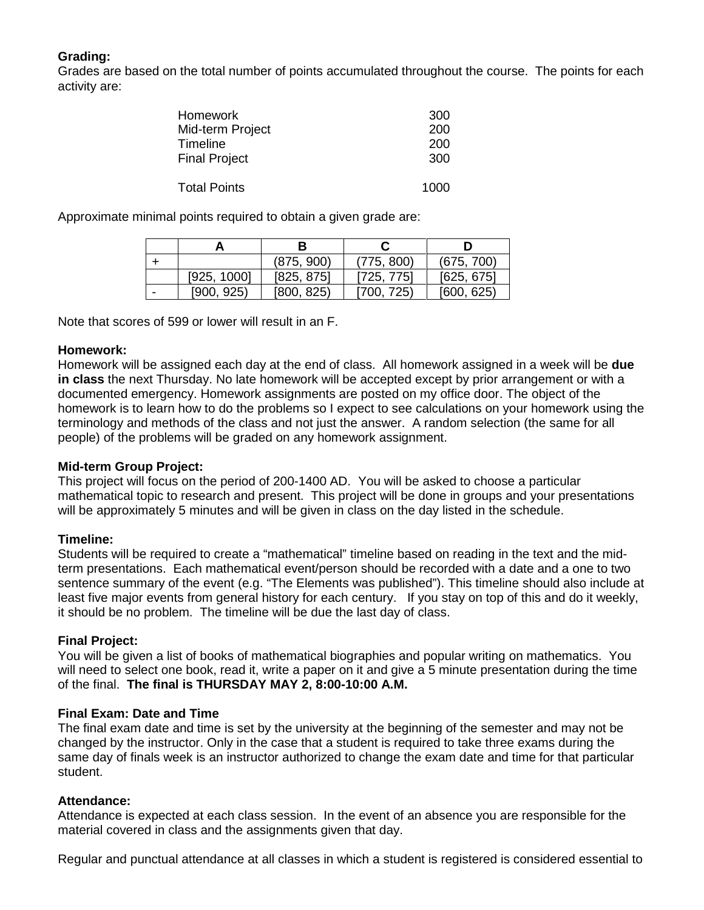**Grading:**
Grades are based on the total number of points accumulated throughout the course. The points for each activity are:

| | |
|---|---|
| Homework | 300 |
| Mid-term Project | 200 |
| Timeline | 200 |
| Final Project | 300 |
| Total Points | 1000 |

Approximate minimal points required to obtain a given grade are:

| | A | B | C | D |
|---|---|---|---|---|
| + | | (875, 900) | (775, 800) | (675, 700) |
| | [925, 1000] | [825, 875] | [725, 775] | [625, 675] |
| - | [900, 925) | [800, 825) | [700, 725) | [600, 625) |

Note that scores of 599 or lower will result in an F.

**Homework:**
Homework will be assigned each day at the end of class. All homework assigned in a week will be **due in class** the next Thursday. No late homework will be accepted except by prior arrangement or with a documented emergency. Homework assignments are posted on my office door. The object of the homework is to learn how to do the problems so I expect to see calculations on your homework using the terminology and methods of the class and not just the answer. A random selection (the same for all people) of the problems will be graded on any homework assignment.

**Mid-term Group Project:**
This project will focus on the period of 200-1400 AD. You will be asked to choose a particular mathematical topic to research and present. This project will be done in groups and your presentations will be approximately 5 minutes and will be given in class on the day listed in the schedule.

**Timeline:**
Students will be required to create a "mathematical" timeline based on reading in the text and the mid-term presentations. Each mathematical event/person should be recorded with a date and a one to two sentence summary of the event (e.g. "The Elements was published"). This timeline should also include at least five major events from general history for each century. If you stay on top of this and do it weekly, it should be no problem. The timeline will be due the last day of class.

**Final Project:**
You will be given a list of books of mathematical biographies and popular writing on mathematics. You will need to select one book, read it, write a paper on it and give a 5 minute presentation during the time of the final. **The final is THURSDAY MAY 2, 8:00-10:00 A.M.**

**Final Exam: Date and Time**
The final exam date and time is set by the university at the beginning of the semester and may not be changed by the instructor. Only in the case that a student is required to take three exams during the same day of finals week is an instructor authorized to change the exam date and time for that particular student.

**Attendance:**
Attendance is expected at each class session. In the event of an absence you are responsible for the material covered in class and the assignments given that day.

Regular and punctual attendance at all classes in which a student is registered is considered essential to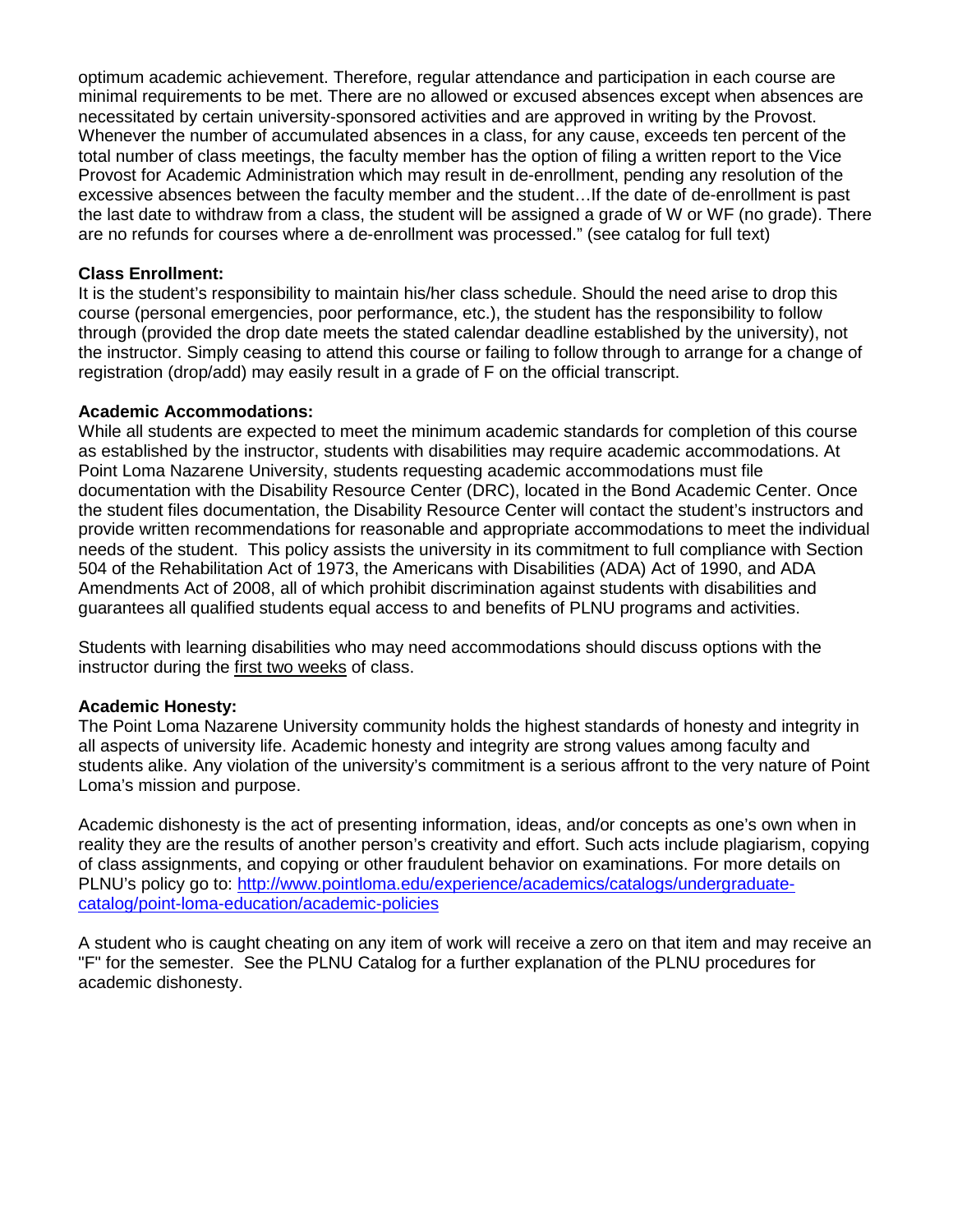optimum academic achievement. Therefore, regular attendance and participation in each course are minimal requirements to be met. There are no allowed or excused absences except when absences are necessitated by certain university-sponsored activities and are approved in writing by the Provost. Whenever the number of accumulated absences in a class, for any cause, exceeds ten percent of the total number of class meetings, the faculty member has the option of filing a written report to the Vice Provost for Academic Administration which may result in de-enrollment, pending any resolution of the excessive absences between the faculty member and the student…If the date of de-enrollment is past the last date to withdraw from a class, the student will be assigned a grade of W or WF (no grade). There are no refunds for courses where a de-enrollment was processed." (see catalog for full text)

**Class Enrollment:**
It is the student's responsibility to maintain his/her class schedule. Should the need arise to drop this course (personal emergencies, poor performance, etc.), the student has the responsibility to follow through (provided the drop date meets the stated calendar deadline established by the university), not the instructor. Simply ceasing to attend this course or failing to follow through to arrange for a change of registration (drop/add) may easily result in a grade of F on the official transcript.

**Academic Accommodations:**
While all students are expected to meet the minimum academic standards for completion of this course as established by the instructor, students with disabilities may require academic accommodations. At Point Loma Nazarene University, students requesting academic accommodations must file documentation with the Disability Resource Center (DRC), located in the Bond Academic Center. Once the student files documentation, the Disability Resource Center will contact the student's instructors and provide written recommendations for reasonable and appropriate accommodations to meet the individual needs of the student. This policy assists the university in its commitment to full compliance with Section 504 of the Rehabilitation Act of 1973, the Americans with Disabilities (ADA) Act of 1990, and ADA Amendments Act of 2008, all of which prohibit discrimination against students with disabilities and guarantees all qualified students equal access to and benefits of PLNU programs and activities.

Students with learning disabilities who may need accommodations should discuss options with the instructor during the first two weeks of class.

**Academic Honesty:**
The Point Loma Nazarene University community holds the highest standards of honesty and integrity in all aspects of university life. Academic honesty and integrity are strong values among faculty and students alike. Any violation of the university's commitment is a serious affront to the very nature of Point Loma's mission and purpose.

Academic dishonesty is the act of presenting information, ideas, and/or concepts as one's own when in reality they are the results of another person's creativity and effort. Such acts include plagiarism, copying of class assignments, and copying or other fraudulent behavior on examinations. For more details on PLNU's policy go to: [http://www.pointloma.edu/experience/academics/catalogs/undergraduate-catalog/point-loma-education/academic-policies](http://www.pointloma.edu/experience/academics/catalogs/undergraduate-catalog/point-loma-education/academic-policies)

A student who is caught cheating on any item of work will receive a zero on that item and may receive an "F" for the semester. See the PLNU Catalog for a further explanation of the PLNU procedures for academic dishonesty.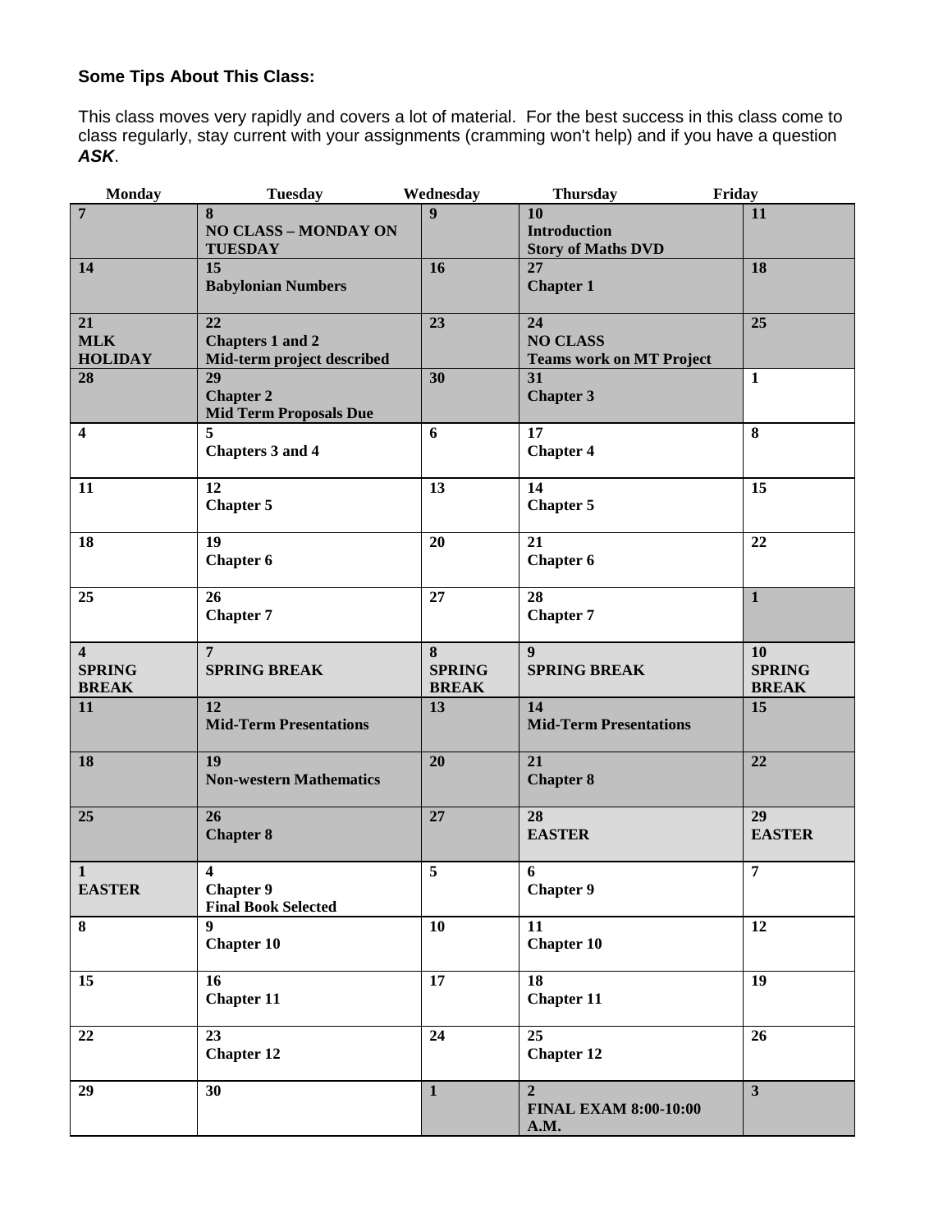**Some Tips About This Class:**

This class moves very rapidly and covers a lot of material. For the best success in this class come to class regularly, stay current with your assignments (cramming won't help) and if you have a question ***ASK***.

| Monday | Tuesday | Wednesday | Thursday | Friday |
|---|---|---|---|---|
| **7** | **8**<br>**NO CLASS – MONDAY ON TUESDAY** | **9** | **10**<br>**Introduction**<br>**Story of Maths DVD** | **11** |
| **14** | **15**<br>**Babylonian Numbers** | **16** | **27**<br>**Chapter 1** | **18** |
| **21**<br>**MLK HOLIDAY** | **22**<br>**Chapters 1 and 2**<br>**Mid-term project described** | **23** | **24**<br>**NO CLASS**<br>**Teams work on MT Project** | **25** |
| **28** | **29**<br>**Chapter 2**<br>**Mid Term Proposals Due** | **30** | **31**<br>**Chapter 3** | **1** |
| **4** | **5**<br>**Chapters 3 and 4** | **6** | **17**<br>**Chapter 4** | **8** |
| **11** | **12**<br>**Chapter 5** | **13** | **14**<br>**Chapter 5** | **15** |
| **18** | **19**<br>**Chapter 6** | **20** | **21**<br>**Chapter 6** | **22** |
| **25** | **26**<br>**Chapter 7** | **27** | **28**<br>**Chapter 7** | **1** |
| **4**<br>**SPRING BREAK** | **7**<br>**SPRING BREAK** | **8**<br>**SPRING BREAK** | **9**<br>**SPRING BREAK** | **10**<br>**SPRING BREAK** |
| **11** | **12**<br>**Mid-Term Presentations** | **13** | **14**<br>**Mid-Term Presentations** | **15** |
| **18** | **19**<br>**Non-western Mathematics** | **20** | **21**<br>**Chapter 8** | **22** |
| **25** | **26**<br>**Chapter 8** | **27** | **28**<br>**EASTER** | **29**<br>**EASTER** |
| **1**<br>**EASTER** | **4**<br>**Chapter 9**<br>**Final Book Selected** | **5** | **6**<br>**Chapter 9** | **7** |
| **8** | **9**<br>**Chapter 10** | **10** | **11**<br>**Chapter 10** | **12** |
| **15** | **16**<br>**Chapter 11** | **17** | **18**<br>**Chapter 11** | **19** |
| **22** | **23**<br>**Chapter 12** | **24** | **25**<br>**Chapter 12** | **26** |
| **29** | **30** | **1** | **2**<br>**FINAL EXAM 8:00-10:00 A.M.** | **3** |